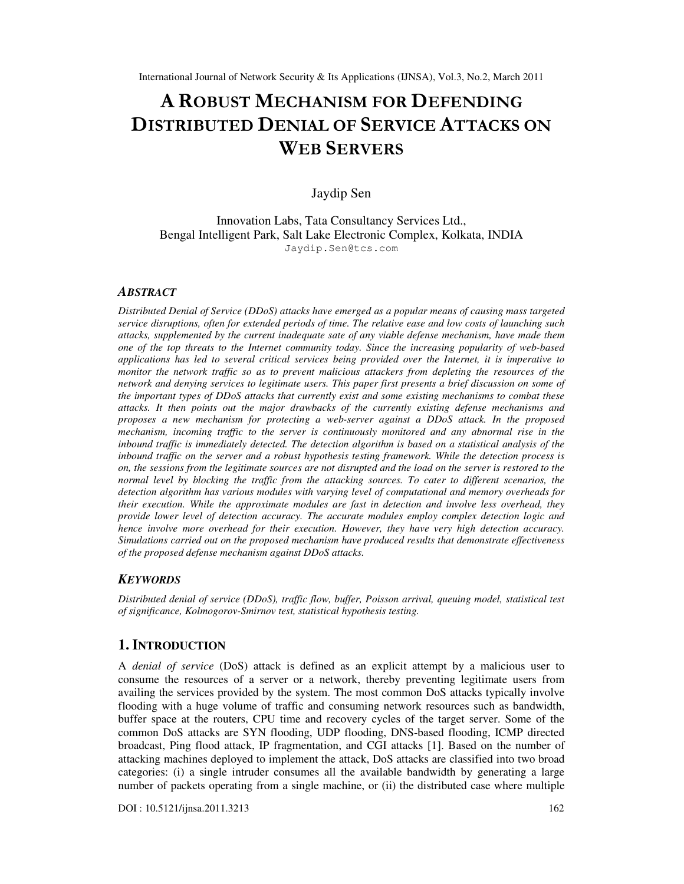# A ROBUST MECHANISM FOR DEFENDING DISTRIBUTED DENIAL OF SERVICE ATTACKS ON WEB SERVERS

Jaydip Sen

Innovation Labs, Tata Consultancy Services Ltd.,
Bengal Intelligent Park, Salt Lake Electronic Complex, Kolkata, INDIA
Jaydip.Sen@tcs.com

### ABSTRACT

*Distributed Denial of Service (DDoS) attacks have emerged as a popular means of causing mass targeted service disruptions, often for extended periods of time. The relative ease and low costs of launching such attacks, supplemented by the current inadequate sate of any viable defense mechanism, have made them one of the top threats to the Internet community today. Since the increasing popularity of web-based applications has led to several critical services being provided over the Internet, it is imperative to monitor the network traffic so as to prevent malicious attackers from depleting the resources of the network and denying services to legitimate users. This paper first presents a brief discussion on some of the important types of DDoS attacks that currently exist and some existing mechanisms to combat these attacks. It then points out the major drawbacks of the currently existing defense mechanisms and proposes a new mechanism for protecting a web-server against a DDoS attack. In the proposed mechanism, incoming traffic to the server is continuously monitored and any abnormal rise in the inbound traffic is immediately detected. The detection algorithm is based on a statistical analysis of the inbound traffic on the server and a robust hypothesis testing framework. While the detection process is on, the sessions from the legitimate sources are not disrupted and the load on the server is restored to the normal level by blocking the traffic from the attacking sources. To cater to different scenarios, the detection algorithm has various modules with varying level of computational and memory overheads for their execution. While the approximate modules are fast in detection and involve less overhead, they provide lower level of detection accuracy. The accurate modules employ complex detection logic and hence involve more overhead for their execution. However, they have very high detection accuracy. Simulations carried out on the proposed mechanism have produced results that demonstrate effectiveness of the proposed defense mechanism against DDoS attacks.*

### KEYWORDS

*Distributed denial of service (DDoS), traffic flow, buffer, Poisson arrival, queuing model, statistical test of significance, Kolmogorov-Smirnov test, statistical hypothesis testing.*

## 1. INTRODUCTION

A *denial of service* (DoS) attack is defined as an explicit attempt by a malicious user to consume the resources of a server or a network, thereby preventing legitimate users from availing the services provided by the system. The most common DoS attacks typically involve flooding with a huge volume of traffic and consuming network resources such as bandwidth, buffer space at the routers, CPU time and recovery cycles of the target server. Some of the common DoS attacks are SYN flooding, UDP flooding, DNS-based flooding, ICMP directed broadcast, Ping flood attack, IP fragmentation, and CGI attacks [1]. Based on the number of attacking machines deployed to implement the attack, DoS attacks are classified into two broad categories: (i) a single intruder consumes all the available bandwidth by generating a large number of packets operating from a single machine, or (ii) the distributed case where multiple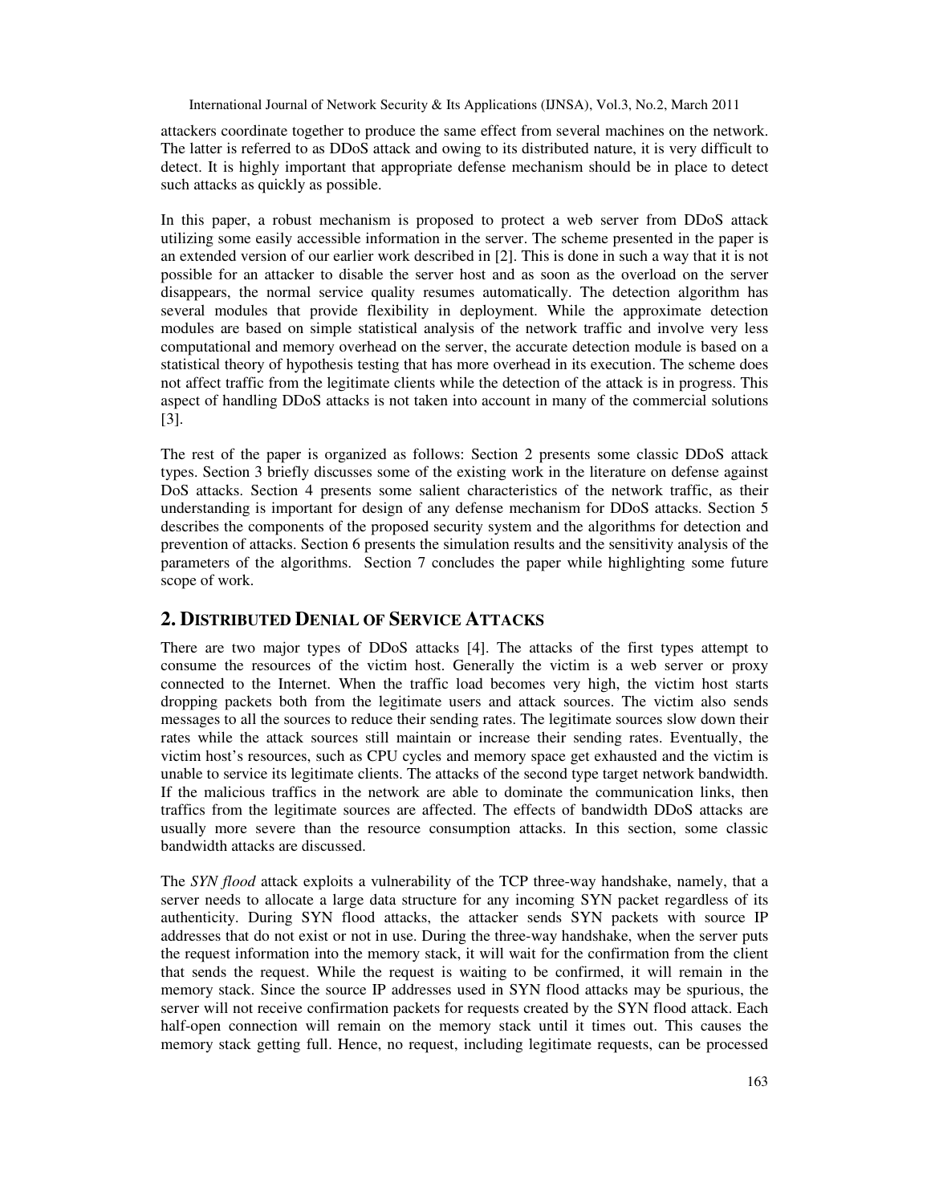attackers coordinate together to produce the same effect from several machines on the network. The latter is referred to as DDoS attack and owing to its distributed nature, it is very difficult to detect. It is highly important that appropriate defense mechanism should be in place to detect such attacks as quickly as possible.

In this paper, a robust mechanism is proposed to protect a web server from DDoS attack utilizing some easily accessible information in the server. The scheme presented in the paper is an extended version of our earlier work described in [2]. This is done in such a way that it is not possible for an attacker to disable the server host and as soon as the overload on the server disappears, the normal service quality resumes automatically. The detection algorithm has several modules that provide flexibility in deployment. While the approximate detection modules are based on simple statistical analysis of the network traffic and involve very less computational and memory overhead on the server, the accurate detection module is based on a statistical theory of hypothesis testing that has more overhead in its execution. The scheme does not affect traffic from the legitimate clients while the detection of the attack is in progress. This aspect of handling DDoS attacks is not taken into account in many of the commercial solutions [3].

The rest of the paper is organized as follows: Section 2 presents some classic DDoS attack types. Section 3 briefly discusses some of the existing work in the literature on defense against DoS attacks. Section 4 presents some salient characteristics of the network traffic, as their understanding is important for design of any defense mechanism for DDoS attacks. Section 5 describes the components of the proposed security system and the algorithms for detection and prevention of attacks. Section 6 presents the simulation results and the sensitivity analysis of the parameters of the algorithms. Section 7 concludes the paper while highlighting some future scope of work.

## 2. Distributed Denial of Service Attacks

There are two major types of DDoS attacks [4]. The attacks of the first types attempt to consume the resources of the victim host. Generally the victim is a web server or proxy connected to the Internet. When the traffic load becomes very high, the victim host starts dropping packets both from the legitimate users and attack sources. The victim also sends messages to all the sources to reduce their sending rates. The legitimate sources slow down their rates while the attack sources still maintain or increase their sending rates. Eventually, the victim host's resources, such as CPU cycles and memory space get exhausted and the victim is unable to service its legitimate clients. The attacks of the second type target network bandwidth. If the malicious traffics in the network are able to dominate the communication links, then traffics from the legitimate sources are affected. The effects of bandwidth DDoS attacks are usually more severe than the resource consumption attacks. In this section, some classic bandwidth attacks are discussed.

The *SYN flood* attack exploits a vulnerability of the TCP three-way handshake, namely, that a server needs to allocate a large data structure for any incoming SYN packet regardless of its authenticity. During SYN flood attacks, the attacker sends SYN packets with source IP addresses that do not exist or not in use. During the three-way handshake, when the server puts the request information into the memory stack, it will wait for the confirmation from the client that sends the request. While the request is waiting to be confirmed, it will remain in the memory stack. Since the source IP addresses used in SYN flood attacks may be spurious, the server will not receive confirmation packets for requests created by the SYN flood attack. Each half-open connection will remain on the memory stack until it times out. This causes the memory stack getting full. Hence, no request, including legitimate requests, can be processed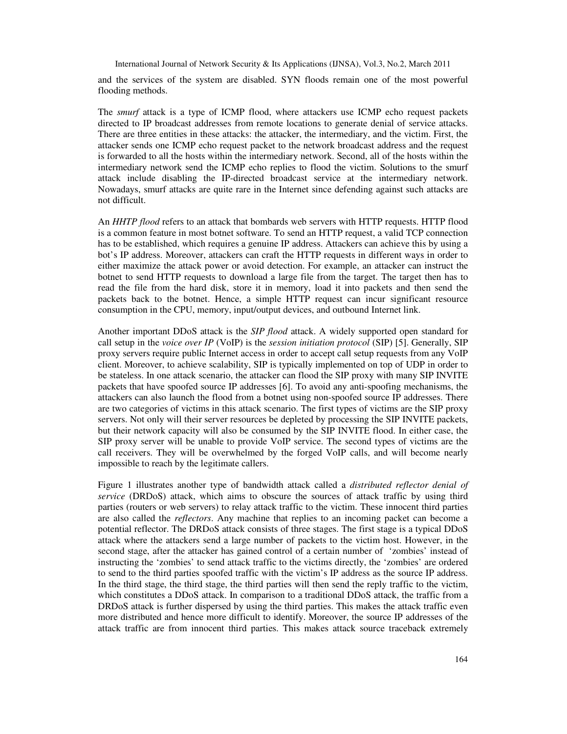and the services of the system are disabled. SYN floods remain one of the most powerful flooding methods.

The *smurf* attack is a type of ICMP flood, where attackers use ICMP echo request packets directed to IP broadcast addresses from remote locations to generate denial of service attacks. There are three entities in these attacks: the attacker, the intermediary, and the victim. First, the attacker sends one ICMP echo request packet to the network broadcast address and the request is forwarded to all the hosts within the intermediary network. Second, all of the hosts within the intermediary network send the ICMP echo replies to flood the victim. Solutions to the smurf attack include disabling the IP-directed broadcast service at the intermediary network. Nowadays, smurf attacks are quite rare in the Internet since defending against such attacks are not difficult.

An *HHTP flood* refers to an attack that bombards web servers with HTTP requests. HTTP flood is a common feature in most botnet software. To send an HTTP request, a valid TCP connection has to be established, which requires a genuine IP address. Attackers can achieve this by using a bot's IP address. Moreover, attackers can craft the HTTP requests in different ways in order to either maximize the attack power or avoid detection. For example, an attacker can instruct the botnet to send HTTP requests to download a large file from the target. The target then has to read the file from the hard disk, store it in memory, load it into packets and then send the packets back to the botnet. Hence, a simple HTTP request can incur significant resource consumption in the CPU, memory, input/output devices, and outbound Internet link.

Another important DDoS attack is the *SIP flood* attack. A widely supported open standard for call setup in the *voice over IP* (VoIP) is the *session initiation protocol* (SIP) [5]. Generally, SIP proxy servers require public Internet access in order to accept call setup requests from any VoIP client. Moreover, to achieve scalability, SIP is typically implemented on top of UDP in order to be stateless. In one attack scenario, the attacker can flood the SIP proxy with many SIP INVITE packets that have spoofed source IP addresses [6]. To avoid any anti-spoofing mechanisms, the attackers can also launch the flood from a botnet using non-spoofed source IP addresses. There are two categories of victims in this attack scenario. The first types of victims are the SIP proxy servers. Not only will their server resources be depleted by processing the SIP INVITE packets, but their network capacity will also be consumed by the SIP INVITE flood. In either case, the SIP proxy server will be unable to provide VoIP service. The second types of victims are the call receivers. They will be overwhelmed by the forged VoIP calls, and will become nearly impossible to reach by the legitimate callers.

Figure 1 illustrates another type of bandwidth attack called a *distributed reflector denial of service* (DRDoS) attack, which aims to obscure the sources of attack traffic by using third parties (routers or web servers) to relay attack traffic to the victim. These innocent third parties are also called the *reflectors*. Any machine that replies to an incoming packet can become a potential reflector. The DRDoS attack consists of three stages. The first stage is a typical DDoS attack where the attackers send a large number of packets to the victim host. However, in the second stage, after the attacker has gained control of a certain number of 'zombies' instead of instructing the 'zombies' to send attack traffic to the victims directly, the 'zombies' are ordered to send to the third parties spoofed traffic with the victim's IP address as the source IP address. In the third stage, the third stage, the third parties will then send the reply traffic to the victim, which constitutes a DDoS attack. In comparison to a traditional DDoS attack, the traffic from a DRDoS attack is further dispersed by using the third parties. This makes the attack traffic even more distributed and hence more difficult to identify. Moreover, the source IP addresses of the attack traffic are from innocent third parties. This makes attack source traceback extremely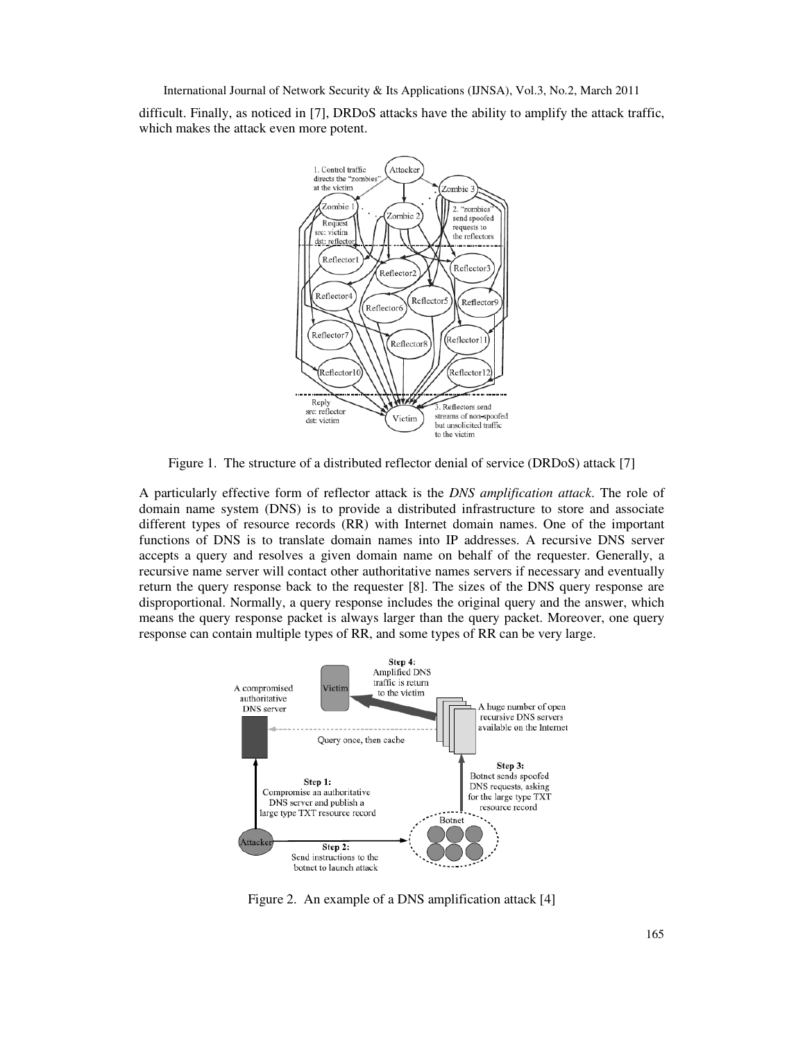difficult. Finally, as noticed in [7], DRDoS attacks have the ability to amplify the attack traffic, which makes the attack even more potent.

Figure 1. The structure of a distributed reflector denial of service (DRDoS) attack [7]

A particularly effective form of reflector attack is the *DNS amplification attack*. The role of domain name system (DNS) is to provide a distributed infrastructure to store and associate different types of resource records (RR) with Internet domain names. One of the important functions of DNS is to translate domain names into IP addresses. A recursive DNS server accepts a query and resolves a given domain name on behalf of the requester. Generally, a recursive name server will contact other authoritative names servers if necessary and eventually return the query response back to the requester [8]. The sizes of the DNS query response are disproportional. Normally, a query response includes the original query and the answer, which means the query response packet is always larger than the query packet. Moreover, one query response can contain multiple types of RR, and some types of RR can be very large.

Figure 2. An example of a DNS amplification attack [4]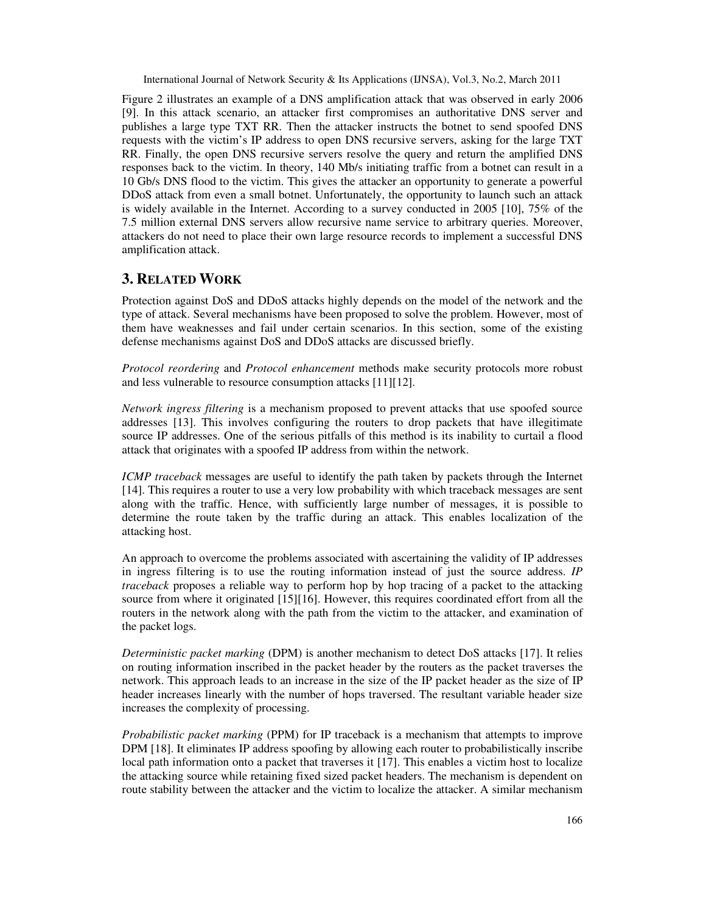Figure 2 illustrates an example of a DNS amplification attack that was observed in early 2006 [9]. In this attack scenario, an attacker first compromises an authoritative DNS server and publishes a large type TXT RR. Then the attacker instructs the botnet to send spoofed DNS requests with the victim's IP address to open DNS recursive servers, asking for the large TXT RR. Finally, the open DNS recursive servers resolve the query and return the amplified DNS responses back to the victim. In theory, 140 Mb/s initiating traffic from a botnet can result in a 10 Gb/s DNS flood to the victim. This gives the attacker an opportunity to generate a powerful DDoS attack from even a small botnet. Unfortunately, the opportunity to launch such an attack is widely available in the Internet. According to a survey conducted in 2005 [10], 75% of the 7.5 million external DNS servers allow recursive name service to arbitrary queries. Moreover, attackers do not need to place their own large resource records to implement a successful DNS amplification attack.

## 3. RELATED WORK

Protection against DoS and DDoS attacks highly depends on the model of the network and the type of attack. Several mechanisms have been proposed to solve the problem. However, most of them have weaknesses and fail under certain scenarios. In this section, some of the existing defense mechanisms against DoS and DDoS attacks are discussed briefly.

*Protocol reordering* and *Protocol enhancement* methods make security protocols more robust and less vulnerable to resource consumption attacks [11][12].

*Network ingress filtering* is a mechanism proposed to prevent attacks that use spoofed source addresses [13]. This involves configuring the routers to drop packets that have illegitimate source IP addresses. One of the serious pitfalls of this method is its inability to curtail a flood attack that originates with a spoofed IP address from within the network.

*ICMP traceback* messages are useful to identify the path taken by packets through the Internet [14]. This requires a router to use a very low probability with which traceback messages are sent along with the traffic. Hence, with sufficiently large number of messages, it is possible to determine the route taken by the traffic during an attack. This enables localization of the attacking host.

An approach to overcome the problems associated with ascertaining the validity of IP addresses in ingress filtering is to use the routing information instead of just the source address. *IP traceback* proposes a reliable way to perform hop by hop tracing of a packet to the attacking source from where it originated [15][16]. However, this requires coordinated effort from all the routers in the network along with the path from the victim to the attacker, and examination of the packet logs.

*Deterministic packet marking* (DPM) is another mechanism to detect DoS attacks [17]. It relies on routing information inscribed in the packet header by the routers as the packet traverses the network. This approach leads to an increase in the size of the IP packet header as the size of IP header increases linearly with the number of hops traversed. The resultant variable header size increases the complexity of processing.

*Probabilistic packet marking* (PPM) for IP traceback is a mechanism that attempts to improve DPM [18]. It eliminates IP address spoofing by allowing each router to probabilistically inscribe local path information onto a packet that traverses it [17]. This enables a victim host to localize the attacking source while retaining fixed sized packet headers. The mechanism is dependent on route stability between the attacker and the victim to localize the attacker. A similar mechanism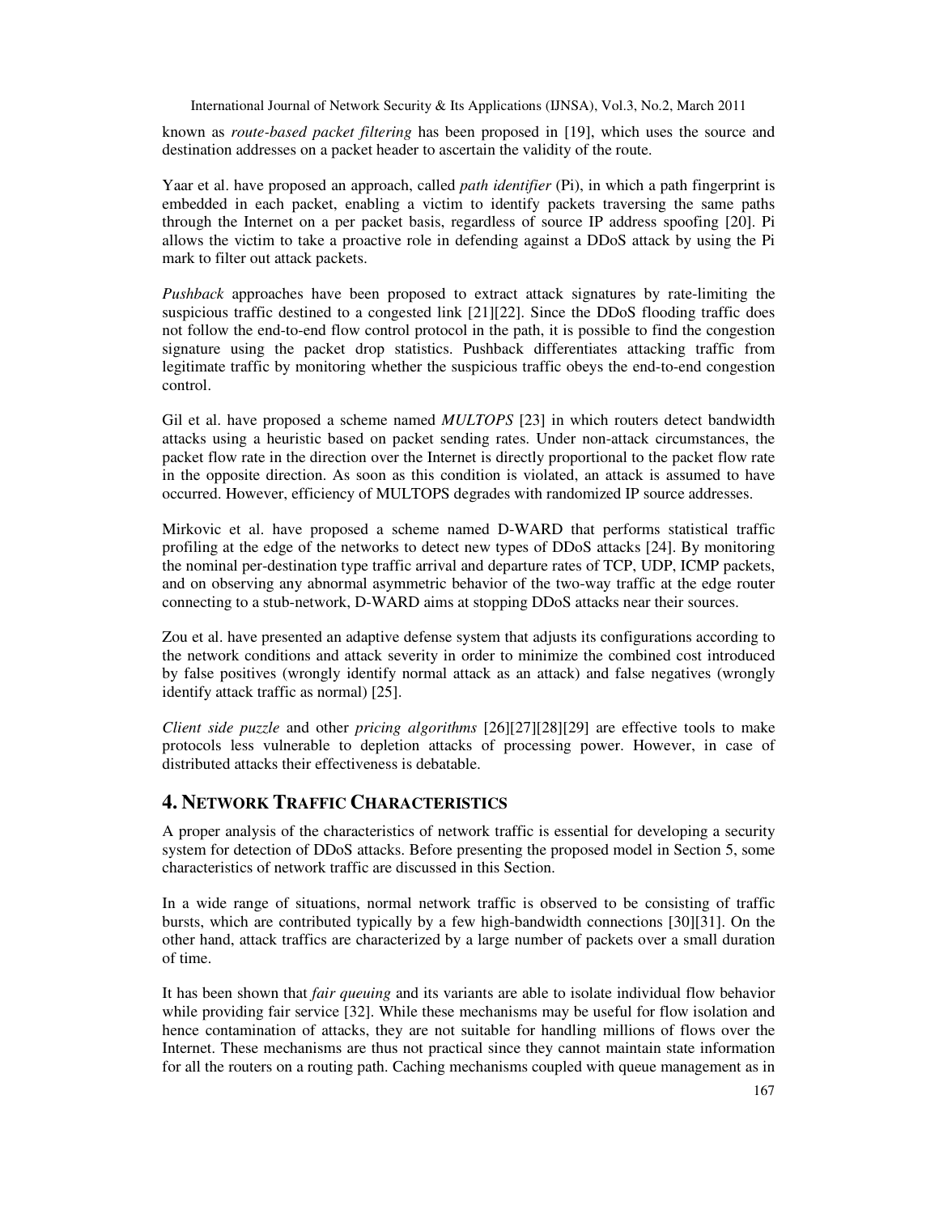known as *route-based packet filtering* has been proposed in [19], which uses the source and destination addresses on a packet header to ascertain the validity of the route.

Yaar et al. have proposed an approach, called *path identifier* (Pi), in which a path fingerprint is embedded in each packet, enabling a victim to identify packets traversing the same paths through the Internet on a per packet basis, regardless of source IP address spoofing [20]. Pi allows the victim to take a proactive role in defending against a DDoS attack by using the Pi mark to filter out attack packets.

*Pushback* approaches have been proposed to extract attack signatures by rate-limiting the suspicious traffic destined to a congested link [21][22]. Since the DDoS flooding traffic does not follow the end-to-end flow control protocol in the path, it is possible to find the congestion signature using the packet drop statistics. Pushback differentiates attacking traffic from legitimate traffic by monitoring whether the suspicious traffic obeys the end-to-end congestion control.

Gil et al. have proposed a scheme named *MULTOPS* [23] in which routers detect bandwidth attacks using a heuristic based on packet sending rates. Under non-attack circumstances, the packet flow rate in the direction over the Internet is directly proportional to the packet flow rate in the opposite direction. As soon as this condition is violated, an attack is assumed to have occurred. However, efficiency of MULTOPS degrades with randomized IP source addresses.

Mirkovic et al. have proposed a scheme named D-WARD that performs statistical traffic profiling at the edge of the networks to detect new types of DDoS attacks [24]. By monitoring the nominal per-destination type traffic arrival and departure rates of TCP, UDP, ICMP packets, and on observing any abnormal asymmetric behavior of the two-way traffic at the edge router connecting to a stub-network, D-WARD aims at stopping DDoS attacks near their sources.

Zou et al. have presented an adaptive defense system that adjusts its configurations according to the network conditions and attack severity in order to minimize the combined cost introduced by false positives (wrongly identify normal attack as an attack) and false negatives (wrongly identify attack traffic as normal) [25].

*Client side puzzle* and other *pricing algorithms* [26][27][28][29] are effective tools to make protocols less vulnerable to depletion attacks of processing power. However, in case of distributed attacks their effectiveness is debatable.

## 4. Network Traffic Characteristics

A proper analysis of the characteristics of network traffic is essential for developing a security system for detection of DDoS attacks. Before presenting the proposed model in Section 5, some characteristics of network traffic are discussed in this Section.

In a wide range of situations, normal network traffic is observed to be consisting of traffic bursts, which are contributed typically by a few high-bandwidth connections [30][31]. On the other hand, attack traffics are characterized by a large number of packets over a small duration of time.

It has been shown that *fair queuing* and its variants are able to isolate individual flow behavior while providing fair service [32]. While these mechanisms may be useful for flow isolation and hence contamination of attacks, they are not suitable for handling millions of flows over the Internet. These mechanisms are thus not practical since they cannot maintain state information for all the routers on a routing path. Caching mechanisms coupled with queue management as in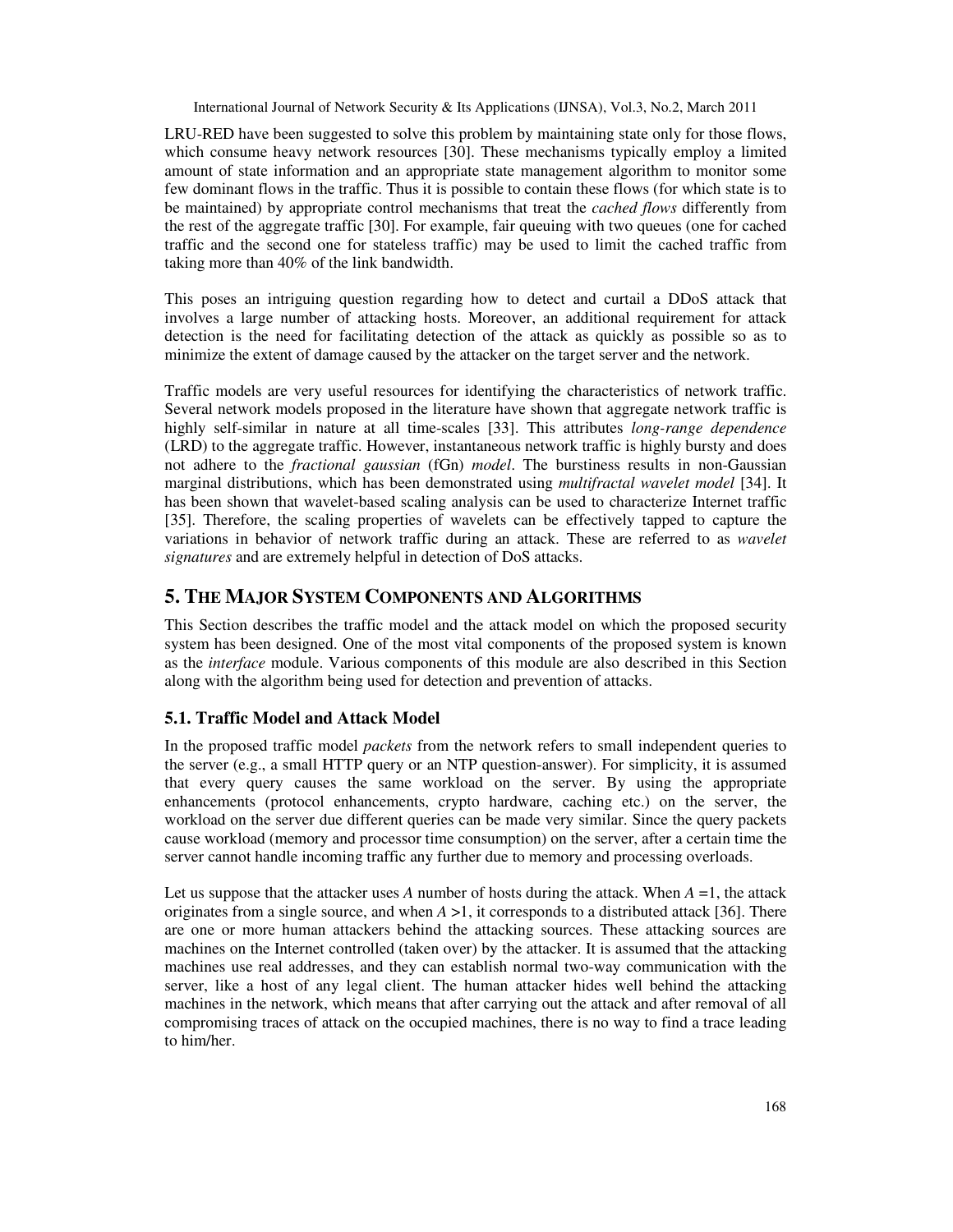LRU-RED have been suggested to solve this problem by maintaining state only for those flows, which consume heavy network resources [30]. These mechanisms typically employ a limited amount of state information and an appropriate state management algorithm to monitor some few dominant flows in the traffic. Thus it is possible to contain these flows (for which state is to be maintained) by appropriate control mechanisms that treat the *cached flows* differently from the rest of the aggregate traffic [30]. For example, fair queuing with two queues (one for cached traffic and the second one for stateless traffic) may be used to limit the cached traffic from taking more than 40% of the link bandwidth.

This poses an intriguing question regarding how to detect and curtail a DDoS attack that involves a large number of attacking hosts. Moreover, an additional requirement for attack detection is the need for facilitating detection of the attack as quickly as possible so as to minimize the extent of damage caused by the attacker on the target server and the network.

Traffic models are very useful resources for identifying the characteristics of network traffic. Several network models proposed in the literature have shown that aggregate network traffic is highly self-similar in nature at all time-scales [33]. This attributes *long-range dependence* (LRD) to the aggregate traffic. However, instantaneous network traffic is highly bursty and does not adhere to the *fractional gaussian* (fGn) *model*. The burstiness results in non-Gaussian marginal distributions, which has been demonstrated using *multifractal wavelet model* [34]. It has been shown that wavelet-based scaling analysis can be used to characterize Internet traffic [35]. Therefore, the scaling properties of wavelets can be effectively tapped to capture the variations in behavior of network traffic during an attack. These are referred to as *wavelet signatures* and are extremely helpful in detection of DoS attacks.

## 5. The Major System Components and Algorithms

This Section describes the traffic model and the attack model on which the proposed security system has been designed. One of the most vital components of the proposed system is known as the *interface* module. Various components of this module are also described in this Section along with the algorithm being used for detection and prevention of attacks.

### 5.1. Traffic Model and Attack Model

In the proposed traffic model *packets* from the network refers to small independent queries to the server (e.g., a small HTTP query or an NTP question-answer). For simplicity, it is assumed that every query causes the same workload on the server. By using the appropriate enhancements (protocol enhancements, crypto hardware, caching etc.) on the server, the workload on the server due different queries can be made very similar. Since the query packets cause workload (memory and processor time consumption) on the server, after a certain time the server cannot handle incoming traffic any further due to memory and processing overloads.

Let us suppose that the attacker uses $A$ number of hosts during the attack. When $A = 1$, the attack originates from a single source, and when $A > 1$, it corresponds to a distributed attack [36]. There are one or more human attackers behind the attacking sources. These attacking sources are machines on the Internet controlled (taken over) by the attacker. It is assumed that the attacking machines use real addresses, and they can establish normal two-way communication with the server, like a host of any legal client. The human attacker hides well behind the attacking machines in the network, which means that after carrying out the attack and after removal of all compromising traces of attack on the occupied machines, there is no way to find a trace leading to him/her.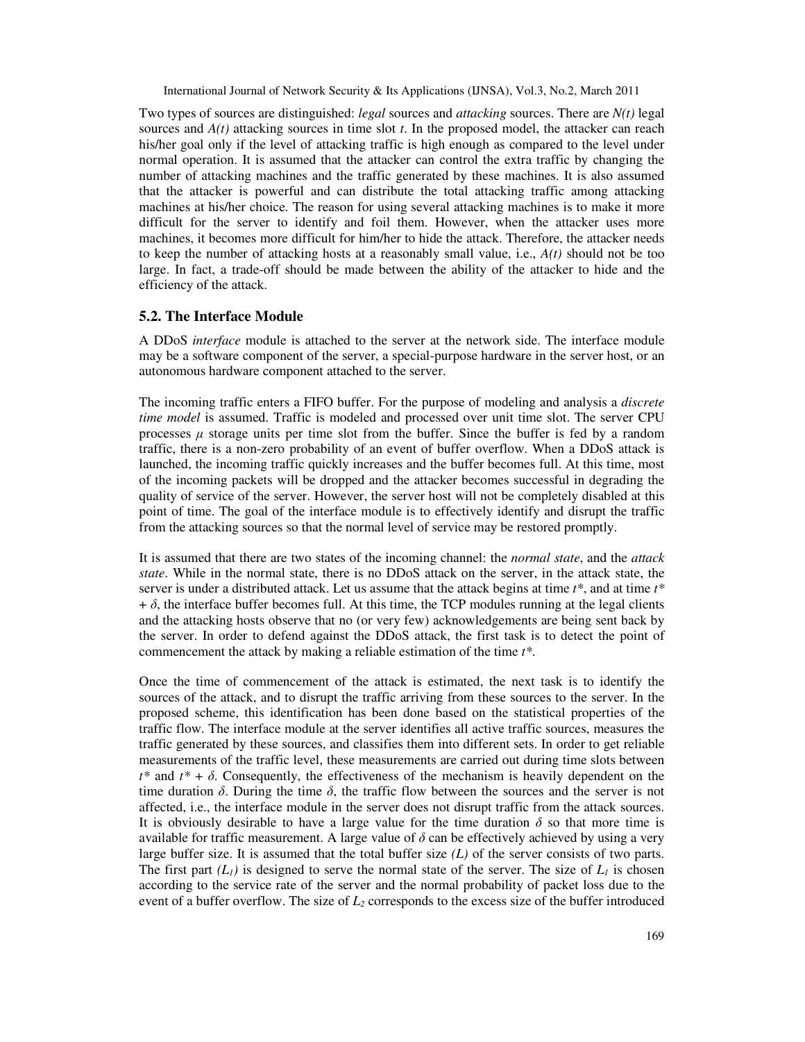Two types of sources are distinguished: *legal* sources and *attacking* sources. There are $N(t)$ legal sources and $A(t)$ attacking sources in time slot $t$. In the proposed model, the attacker can reach his/her goal only if the level of attacking traffic is high enough as compared to the level under normal operation. It is assumed that the attacker can control the extra traffic by changing the number of attacking machines and the traffic generated by these machines. It is also assumed that the attacker is powerful and can distribute the total attacking traffic among attacking machines at his/her choice. The reason for using several attacking machines is to make it more difficult for the server to identify and foil them. However, when the attacker uses more machines, it becomes more difficult for him/her to hide the attack. Therefore, the attacker needs to keep the number of attacking hosts at a reasonably small value, i.e., $A(t)$ should not be too large. In fact, a trade-off should be made between the ability of the attacker to hide and the efficiency of the attack.

## 5.2. The Interface Module

A DDoS *interface* module is attached to the server at the network side. The interface module may be a software component of the server, a special-purpose hardware in the server host, or an autonomous hardware component attached to the server.

The incoming traffic enters a FIFO buffer. For the purpose of modeling and analysis a *discrete time model* is assumed. Traffic is modeled and processed over unit time slot. The server CPU processes $\mu$ storage units per time slot from the buffer. Since the buffer is fed by a random traffic, there is a non-zero probability of an event of buffer overflow. When a DDoS attack is launched, the incoming traffic quickly increases and the buffer becomes full. At this time, most of the incoming packets will be dropped and the attacker becomes successful in degrading the quality of service of the server. However, the server host will not be completely disabled at this point of time. The goal of the interface module is to effectively identify and disrupt the traffic from the attacking sources so that the normal level of service may be restored promptly.

It is assumed that there are two states of the incoming channel: the *normal state*, and the *attack state*. While in the normal state, there is no DDoS attack on the server, in the attack state, the server is under a distributed attack. Let us assume that the attack begins at time $t^*$, and at time $t^* + \delta$, the interface buffer becomes full. At this time, the TCP modules running at the legal clients and the attacking hosts observe that no (or very few) acknowledgements are being sent back by the server. In order to defend against the DDoS attack, the first task is to detect the point of commencement the attack by making a reliable estimation of the time $t^*$.

Once the time of commencement of the attack is estimated, the next task is to identify the sources of the attack, and to disrupt the traffic arriving from these sources to the server. In the proposed scheme, this identification has been done based on the statistical properties of the traffic flow. The interface module at the server identifies all active traffic sources, measures the traffic generated by these sources, and classifies them into different sets. In order to get reliable measurements of the traffic level, these measurements are carried out during time slots between $t^*$ and $t^* + \delta$. Consequently, the effectiveness of the mechanism is heavily dependent on the time duration $\delta$. During the time $\delta$, the traffic flow between the sources and the server is not affected, i.e., the interface module in the server does not disrupt traffic from the attack sources. It is obviously desirable to have a large value for the time duration $\delta$ so that more time is available for traffic measurement. A large value of $\delta$ can be effectively achieved by using a very large buffer size. It is assumed that the total buffer size $(L)$ of the server consists of two parts. The first part $(L_1)$ is designed to serve the normal state of the server. The size of $L_1$ is chosen according to the service rate of the server and the normal probability of packet loss due to the event of a buffer overflow. The size of $L_2$ corresponds to the excess size of the buffer introduced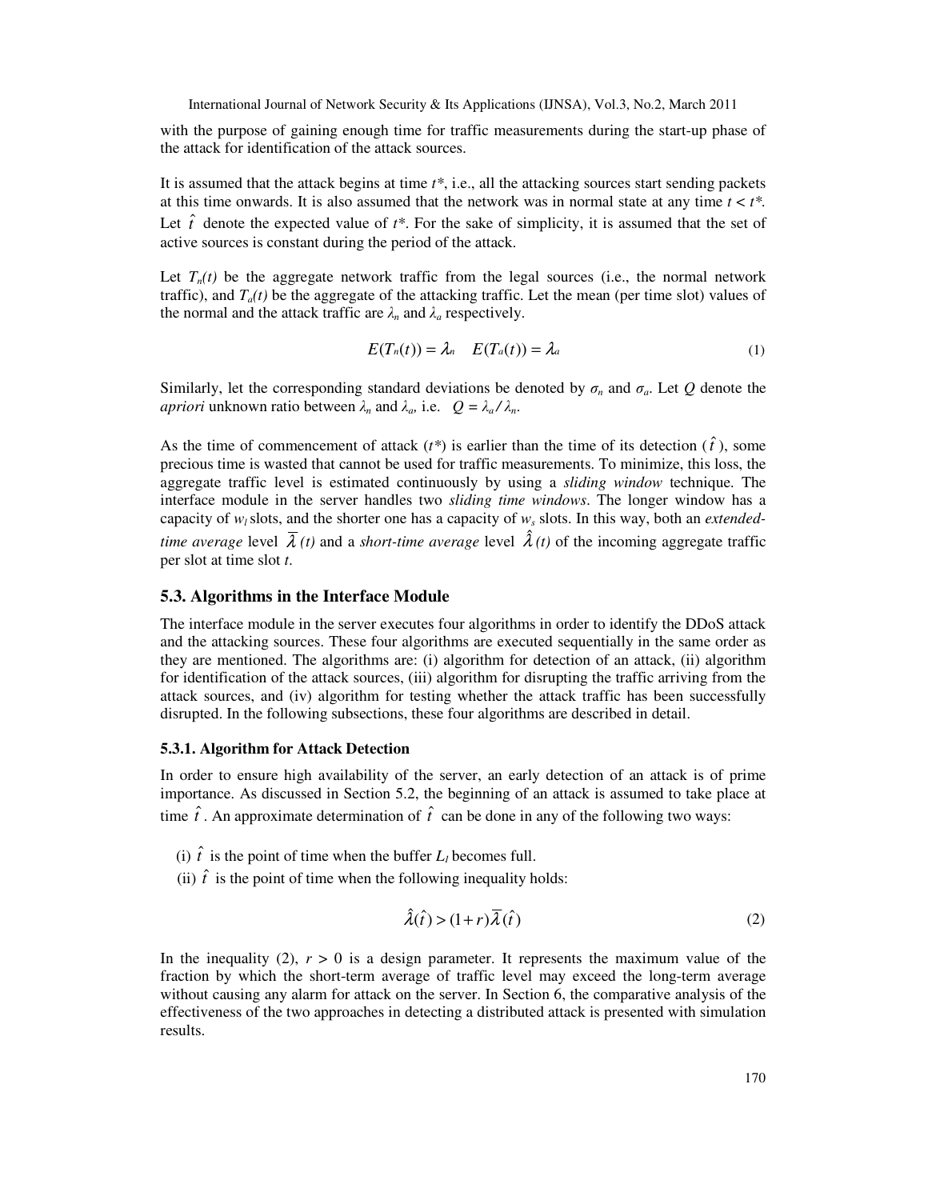with the purpose of gaining enough time for traffic measurements during the start-up phase of the attack for identification of the attack sources.

It is assumed that the attack begins at time $t^*$, i.e., all the attacking sources start sending packets at this time onwards. It is also assumed that the network was in normal state at any time $t < t^*$. Let $\hat{t}$ denote the expected value of $t^*$. For the sake of simplicity, it is assumed that the set of active sources is constant during the period of the attack.

Let $T_n(t)$ be the aggregate network traffic from the legal sources (i.e., the normal network traffic), and $T_a(t)$ be the aggregate of the attacking traffic. Let the mean (per time slot) values of the normal and the attack traffic are $\lambda_n$ and $\lambda_a$ respectively.

$$E(T_n(t)) = \lambda_n \quad E(T_a(t)) = \lambda_a \tag{1}$$

Similarly, let the corresponding standard deviations be denoted by $\sigma_n$ and $\sigma_a$. Let $Q$ denote the *apriori* unknown ratio between $\lambda_n$ and $\lambda_a$, i.e. $Q = \lambda_a / \lambda_n$.

As the time of commencement of attack ($t^*$) is earlier than the time of its detection ($\hat{t}$), some precious time is wasted that cannot be used for traffic measurements. To minimize, this loss, the aggregate traffic level is estimated continuously by using a *sliding window* technique. The interface module in the server handles two *sliding time windows*. The longer window has a capacity of $w_l$ slots, and the shorter one has a capacity of $w_s$ slots. In this way, both an *extended-time average* level $\overline{\lambda}(t)$ and a *short-time average* level $\hat{\lambda}(t)$ of the incoming aggregate traffic per slot at time slot $t$.

### 5.3. Algorithms in the Interface Module

The interface module in the server executes four algorithms in order to identify the DDoS attack and the attacking sources. These four algorithms are executed sequentially in the same order as they are mentioned. The algorithms are: (i) algorithm for detection of an attack, (ii) algorithm for identification of the attack sources, (iii) algorithm for disrupting the traffic arriving from the attack sources, and (iv) algorithm for testing whether the attack traffic has been successfully disrupted. In the following subsections, these four algorithms are described in detail.

#### 5.3.1. Algorithm for Attack Detection

In order to ensure high availability of the server, an early detection of an attack is of prime importance. As discussed in Section 5.2, the beginning of an attack is assumed to take place at time $\hat{t}$. An approximate determination of $\hat{t}$ can be done in any of the following two ways:

(i) $\hat{t}$ is the point of time when the buffer $L_l$ becomes full.

(ii) $\hat{t}$ is the point of time when the following inequality holds:

$$\hat{\lambda}(\hat{t}) > (1+r)\overline{\lambda}(\hat{t}) \tag{2}$$

In the inequality (2), $r > 0$ is a design parameter. It represents the maximum value of the fraction by which the short-term average of traffic level may exceed the long-term average without causing any alarm for attack on the server. In Section 6, the comparative analysis of the effectiveness of the two approaches in detecting a distributed attack is presented with simulation results.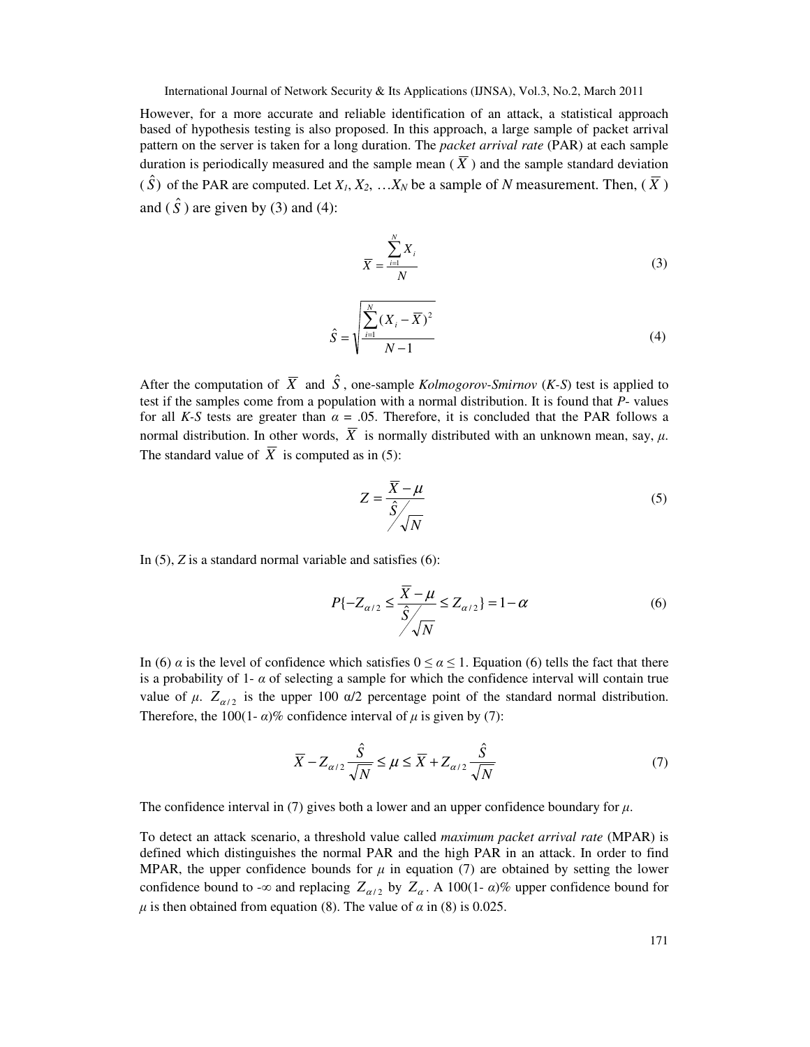However, for a more accurate and reliable identification of an attack, a statistical approach based of hypothesis testing is also proposed. In this approach, a large sample of packet arrival pattern on the server is taken for a long duration. The *packet arrival rate* (PAR) at each sample duration is periodically measured and the sample mean ( $\overline{X}$ ) and the sample standard deviation ( $\hat{S}$ ) of the PAR are computed. Let $X_1, X_2, \ldots X_N$ be a sample of $N$ measurement. Then, ( $\overline{X}$ ) and ( $\hat{S}$ ) are given by (3) and (4):

$$\overline{X} = \frac{\sum_{i=1}^{N} X_i}{N} \tag{3}$$

$$\hat{S} = \sqrt{\frac{\sum_{i=1}^{N} (X_i - \overline{X})^2}{N-1}} \tag{4}$$

After the computation of $\overline{X}$ and $\hat{S}$, one-sample *Kolmogorov-Smirnov* (*K-S*) test is applied to test if the samples come from a population with a normal distribution. It is found that *P*- values for all *K-S* tests are greater than $\alpha$ = .05. Therefore, it is concluded that the PAR follows a normal distribution. In other words, $\overline{X}$ is normally distributed with an unknown mean, say, $\mu$. The standard value of $\overline{X}$ is computed as in (5):

$$Z = \frac{\overline{X} - \mu}{\hat{S} / \sqrt{N}} \tag{5}$$

In (5), $Z$ is a standard normal variable and satisfies (6):

$$P\{-Z_{\alpha/2} \leq \frac{\overline{X} - \mu}{\hat{S} / \sqrt{N}} \leq Z_{\alpha/2}\} = 1 - \alpha \tag{6}$$

In (6) $\alpha$ is the level of confidence which satisfies $0 \leq \alpha \leq 1$. Equation (6) tells the fact that there is a probability of 1- $\alpha$ of selecting a sample for which the confidence interval will contain true value of $\mu$. $Z_{\alpha/2}$ is the upper 100 $\alpha/2$ percentage point of the standard normal distribution. Therefore, the 100(1- $\alpha$)% confidence interval of $\mu$ is given by (7):

$$\overline{X} - Z_{\alpha/2} \frac{\hat{S}}{\sqrt{N}} \leq \mu \leq \overline{X} + Z_{\alpha/2} \frac{\hat{S}}{\sqrt{N}} \tag{7}$$

The confidence interval in (7) gives both a lower and an upper confidence boundary for $\mu$.

To detect an attack scenario, a threshold value called *maximum packet arrival rate* (MPAR) is defined which distinguishes the normal PAR and the high PAR in an attack. In order to find MPAR, the upper confidence bounds for $\mu$ in equation (7) are obtained by setting the lower confidence bound to $-\infty$ and replacing $Z_{\alpha/2}$ by $Z_{\alpha}$. A 100(1- $\alpha$)% upper confidence bound for $\mu$ is then obtained from equation (8). The value of $\alpha$ in (8) is 0.025.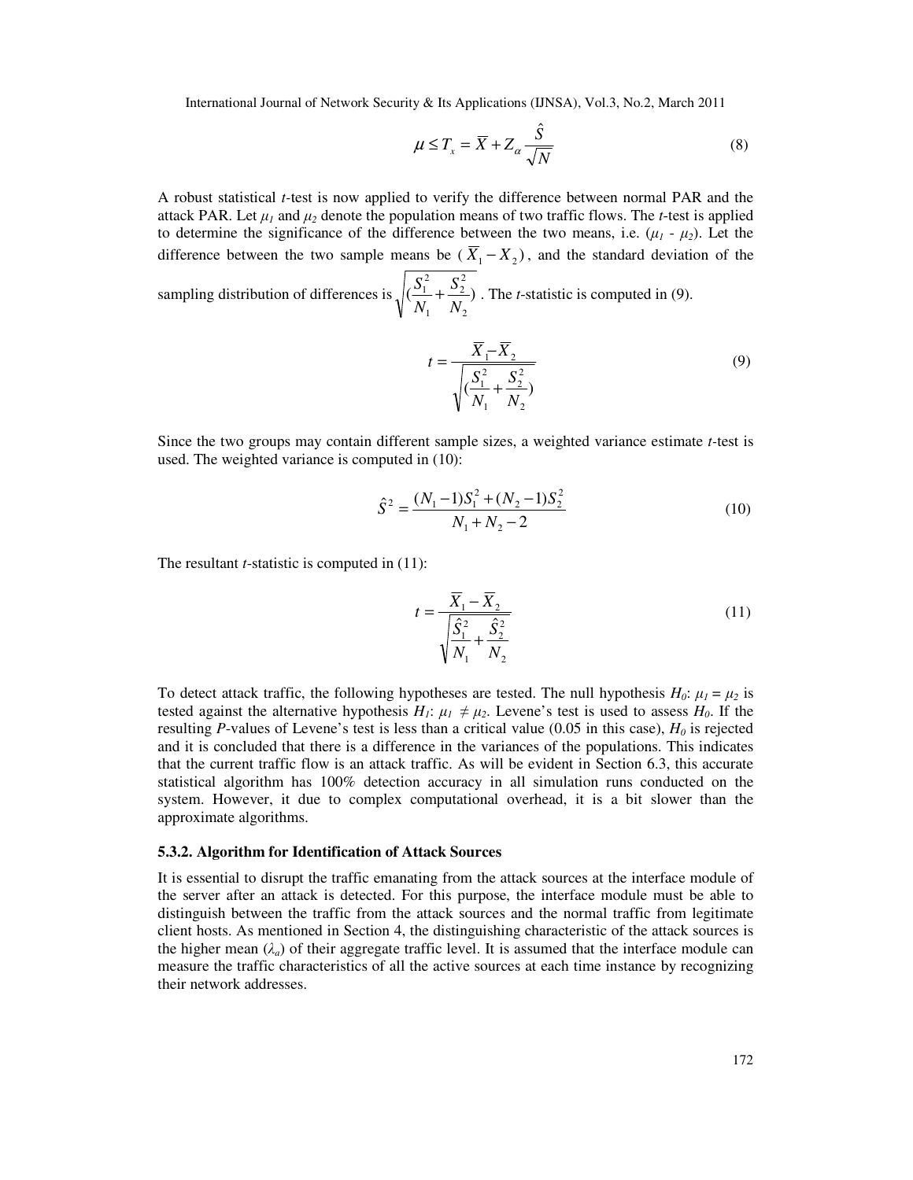$$\mu \leq T_x = \overline{X} + Z_{\alpha} \frac{\hat{S}}{\sqrt{N}} \tag{8}$$

A robust statistical *t*-test is now applied to verify the difference between normal PAR and the attack PAR. Let $\mu_1$ and $\mu_2$ denote the population means of two traffic flows. The *t*-test is applied to determine the significance of the difference between the two means, i.e. ($\mu_1$ - $\mu_2$). Let the difference between the two sample means be $(\overline{X}_1 - X_2)$, and the standard deviation of the sampling distribution of differences is $\sqrt{(\frac{S_1^2}{N_1} + \frac{S_2^2}{N_2})}$. The *t*-statistic is computed in (9).

$$t = \frac{\overline{X}_1 - \overline{X}_2}{\sqrt{(\frac{S_1^2}{N_1} + \frac{S_2^2}{N_2})}} \tag{9}$$

Since the two groups may contain different sample sizes, a weighted variance estimate *t*-test is used. The weighted variance is computed in (10):

$$\hat{S}^2 = \frac{(N_1 - 1)S_1^2 + (N_2 - 1)S_2^2}{N_1 + N_2 - 2} \tag{10}$$

The resultant *t*-statistic is computed in (11):

$$t = \frac{\overline{X}_1 - \overline{X}_2}{\sqrt{\frac{\hat{S}_1^2}{N_1} + \frac{\hat{S}_2^2}{N_2}}} \tag{11}$$

To detect attack traffic, the following hypotheses are tested. The null hypothesis $H_0$: $\mu_1 = \mu_2$ is tested against the alternative hypothesis $H_1$: $\mu_1 \neq \mu_2$. Levene's test is used to assess $H_0$. If the resulting *P*-values of Levene's test is less than a critical value (0.05 in this case), $H_0$ is rejected and it is concluded that there is a difference in the variances of the populations. This indicates that the current traffic flow is an attack traffic. As will be evident in Section 6.3, this accurate statistical algorithm has 100% detection accuracy in all simulation runs conducted on the system. However, it due to complex computational overhead, it is a bit slower than the approximate algorithms.

### 5.3.2. Algorithm for Identification of Attack Sources

It is essential to disrupt the traffic emanating from the attack sources at the interface module of the server after an attack is detected. For this purpose, the interface module must be able to distinguish between the traffic from the attack sources and the normal traffic from legitimate client hosts. As mentioned in Section 4, the distinguishing characteristic of the attack sources is the higher mean ($\lambda_a$) of their aggregate traffic level. It is assumed that the interface module can measure the traffic characteristics of all the active sources at each time instance by recognizing their network addresses.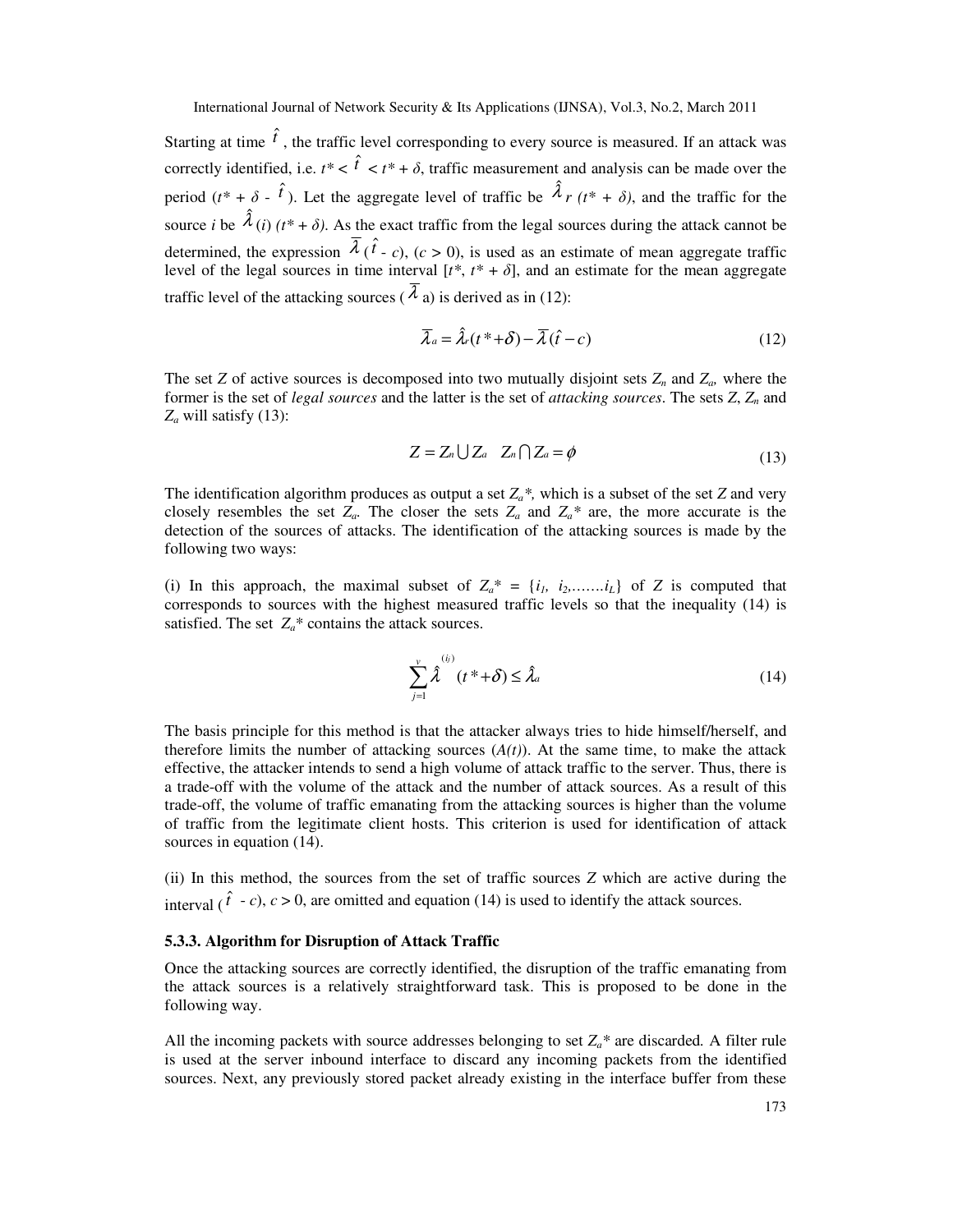Starting at time $\hat{t}$, the traffic level corresponding to every source is measured. If an attack was correctly identified, i.e. $t^* < \hat{t} < t^* + \delta$, traffic measurement and analysis can be made over the period $(t^* + \delta - \hat{t})$. Let the aggregate level of traffic be $\hat{\lambda}_r (t^* + \delta)$, and the traffic for the source $i$ be $\hat{\lambda}^{(i)} (t^* + \delta)$. As the exact traffic from the legal sources during the attack cannot be determined, the expression $\overline{\lambda}(\hat{t} - c)$, $(c > 0)$, is used as an estimate of mean aggregate traffic level of the legal sources in time interval $[t^*, t^* + \delta]$, and an estimate for the mean aggregate traffic level of the attacking sources ($\overline{\lambda}_a$) is derived as in (12):

$$\overline{\lambda}_a = \hat{\lambda}_r (t^* + \delta) - \overline{\lambda}(\hat{t} - c) \tag{12}$$

The set $Z$ of active sources is decomposed into two mutually disjoint sets $Z_n$ and $Z_a$, where the former is the set of *legal sources* and the latter is the set of *attacking sources*. The sets $Z$, $Z_n$ and $Z_a$ will satisfy (13):

$$Z = Z_n \bigcup Z_a \quad Z_n \bigcap Z_a = \phi \tag{13}$$

The identification algorithm produces as output a set $Z_a^*$, which is a subset of the set $Z$ and very closely resembles the set $Z_a$. The closer the sets $Z_a$ and $Z_a^*$ are, the more accurate is the detection of the sources of attacks. The identification of the attacking sources is made by the following two ways:

(i) In this approach, the maximal subset of $Z_a^* = \{i_1, i_2, \ldots\ldots i_L\}$ of $Z$ is computed that corresponds to sources with the highest measured traffic levels so that the inequality (14) is satisfied. The set $Z_a^*$ contains the attack sources.

$$\sum_{j=1}^{v} \hat{\lambda}^{(i_j)} (t^* + \delta) \leq \hat{\lambda}_a \tag{14}$$

The basis principle for this method is that the attacker always tries to hide himself/herself, and therefore limits the number of attacking sources ($A(t)$). At the same time, to make the attack effective, the attacker intends to send a high volume of attack traffic to the server. Thus, there is a trade-off with the volume of the attack and the number of attack sources. As a result of this trade-off, the volume of traffic emanating from the attacking sources is higher than the volume of traffic from the legitimate client hosts. This criterion is used for identification of attack sources in equation (14).

(ii) In this method, the sources from the set of traffic sources $Z$ which are active during the interval ($\hat{t} - c$), $c > 0$, are omitted and equation (14) is used to identify the attack sources.

#### 5.3.3. Algorithm for Disruption of Attack Traffic

Once the attacking sources are correctly identified, the disruption of the traffic emanating from the attack sources is a relatively straightforward task. This is proposed to be done in the following way.

All the incoming packets with source addresses belonging to set $Z_a^*$ are discarded. A filter rule is used at the server inbound interface to discard any incoming packets from the identified sources. Next, any previously stored packet already existing in the interface buffer from these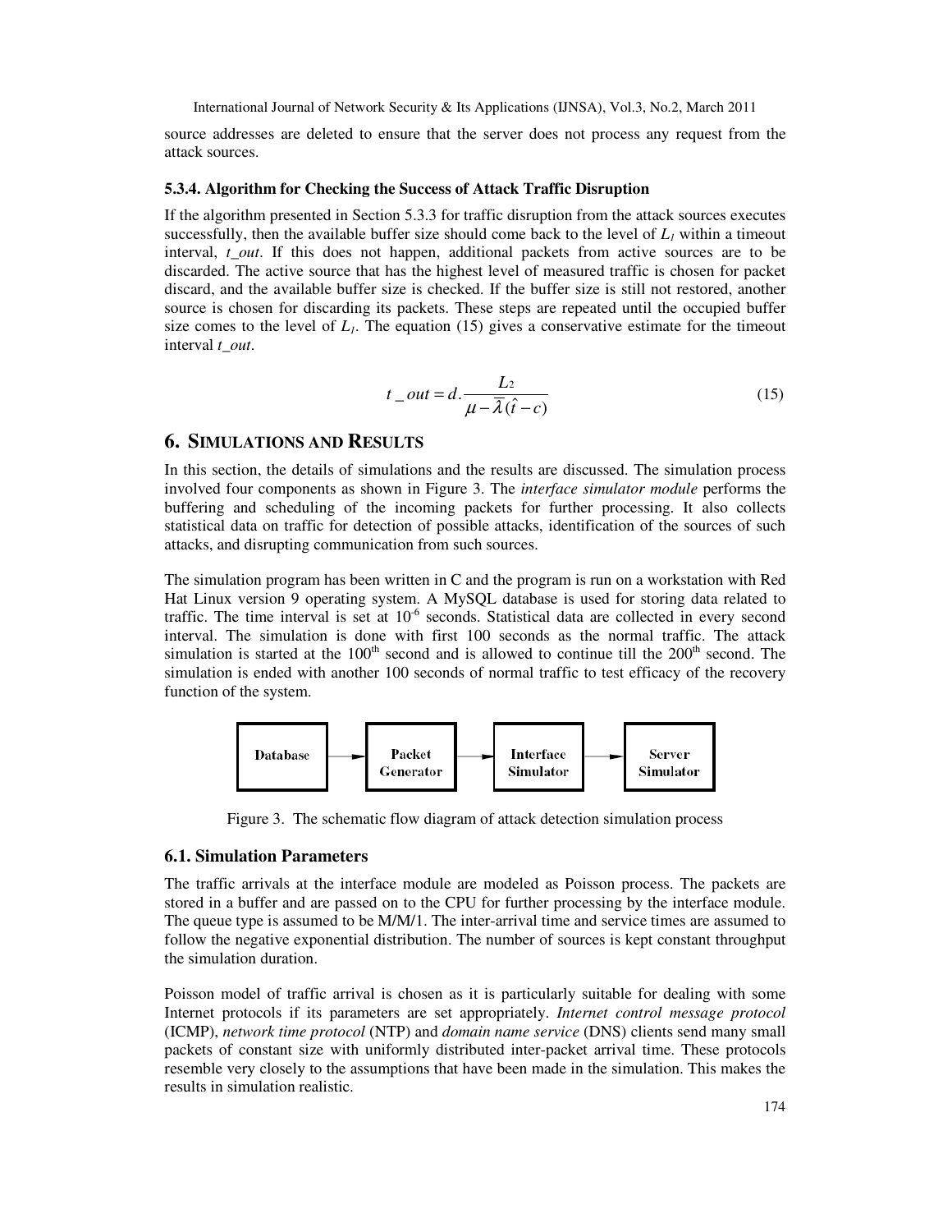source addresses are deleted to ensure that the server does not process any request from the attack sources.

### 5.3.4. Algorithm for Checking the Success of Attack Traffic Disruption

If the algorithm presented in Section 5.3.3 for traffic disruption from the attack sources executes successfully, then the available buffer size should come back to the level of $L_1$ within a timeout interval, *t_out*. If this does not happen, additional packets from active sources are to be discarded. The active source that has the highest level of measured traffic is chosen for packet discard, and the available buffer size is checked. If the buffer size is still not restored, another source is chosen for discarding its packets. These steps are repeated until the occupied buffer size comes to the level of $L_1$. The equation (15) gives a conservative estimate for the timeout interval *t_out*.

$$t\_out = d.\frac{L_2}{\mu - \bar{\lambda}(\hat{t} - c)} \tag{15}$$

## 6. Simulations and Results

In this section, the details of simulations and the results are discussed. The simulation process involved four components as shown in Figure 3. The *interface simulator module* performs the buffering and scheduling of the incoming packets for further processing. It also collects statistical data on traffic for detection of possible attacks, identification of the sources of such attacks, and disrupting communication from such sources.

The simulation program has been written in C and the program is run on a workstation with Red Hat Linux version 9 operating system. A MySQL database is used for storing data related to traffic. The time interval is set at $10^{-6}$ seconds. Statistical data are collected in every second interval. The simulation is done with first 100 seconds as the normal traffic. The attack simulation is started at the $100^{th}$ second and is allowed to continue till the $200^{th}$ second. The simulation is ended with another 100 seconds of normal traffic to test efficacy of the recovery function of the system.

Database → Packet Generator → Interface Simulator → Server Simulator

Figure 3. The schematic flow diagram of attack detection simulation process

### 6.1. Simulation Parameters

The traffic arrivals at the interface module are modeled as Poisson process. The packets are stored in a buffer and are passed on to the CPU for further processing by the interface module. The queue type is assumed to be M/M/1. The inter-arrival time and service times are assumed to follow the negative exponential distribution. The number of sources is kept constant throughput the simulation duration.

Poisson model of traffic arrival is chosen as it is particularly suitable for dealing with some Internet protocols if its parameters are set appropriately. *Internet control message protocol* (ICMP), *network time protocol* (NTP) and *domain name service* (DNS) clients send many small packets of constant size with uniformly distributed inter-packet arrival time. These protocols resemble very closely to the assumptions that have been made in the simulation. This makes the results in simulation realistic.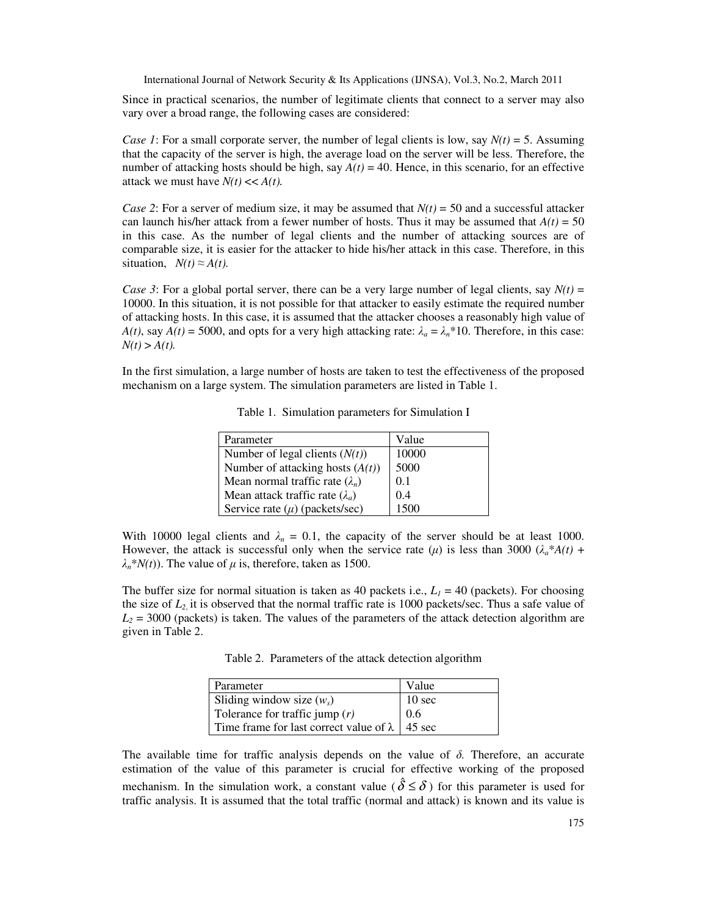Since in practical scenarios, the number of legitimate clients that connect to a server may also vary over a broad range, the following cases are considered:

*Case 1*: For a small corporate server, the number of legal clients is low, say $N(t) = 5$. Assuming that the capacity of the server is high, the average load on the server will be less. Therefore, the number of attacking hosts should be high, say $A(t) = 40$. Hence, in this scenario, for an effective attack we must have $N(t) << A(t)$.

*Case 2*: For a server of medium size, it may be assumed that $N(t) = 50$ and a successful attacker can launch his/her attack from a fewer number of hosts. Thus it may be assumed that $A(t) = 50$ in this case. As the number of legal clients and the number of attacking sources are of comparable size, it is easier for the attacker to hide his/her attack in this case. Therefore, in this situation, $N(t) \approx A(t)$.

*Case 3*: For a global portal server, there can be a very large number of legal clients, say $N(t) = 10000$. In this situation, it is not possible for that attacker to easily estimate the required number of attacking hosts. In this case, it is assumed that the attacker chooses a reasonably high value of $A(t)$, say $A(t) = 5000$, and opts for a very high attacking rate: $\lambda_a = \lambda_n * 10$. Therefore, in this case: $N(t) > A(t)$.

In the first simulation, a large number of hosts are taken to test the effectiveness of the proposed mechanism on a large system. The simulation parameters are listed in Table 1.

Table 1. Simulation parameters for Simulation I

| Parameter | Value |
|---|---|
| Number of legal clients ($N(t)$) | 10000 |
| Number of attacking hosts ($A(t)$) | 5000 |
| Mean normal traffic rate ($\lambda_n$) | 0.1 |
| Mean attack traffic rate ($\lambda_a$) | 0.4 |
| Service rate ($\mu$) (packets/sec) | 1500 |

With 10000 legal clients and $\lambda_n = 0.1$, the capacity of the server should be at least 1000. However, the attack is successful only when the service rate ($\mu$) is less than 3000 ($\lambda_a * A(t) + \lambda_n * N(t)$). The value of $\mu$ is, therefore, taken as 1500.

The buffer size for normal situation is taken as 40 packets i.e., $L_1 = 40$ (packets). For choosing the size of $L_2$, it is observed that the normal traffic rate is 1000 packets/sec. Thus a safe value of $L_2 = 3000$ (packets) is taken. The values of the parameters of the attack detection algorithm are given in Table 2.

Table 2. Parameters of the attack detection algorithm

| Parameter | Value |
|---|---|
| Sliding window size ($w_s$) | 10 sec |
| Tolerance for traffic jump ($r$) | 0.6 |
| Time frame for last correct value of $\lambda$ | 45 sec |

The available time for traffic analysis depends on the value of $\delta$. Therefore, an accurate estimation of the value of this parameter is crucial for effective working of the proposed mechanism. In the simulation work, a constant value ($\hat{\delta} \leq \delta$) for this parameter is used for traffic analysis. It is assumed that the total traffic (normal and attack) is known and its value is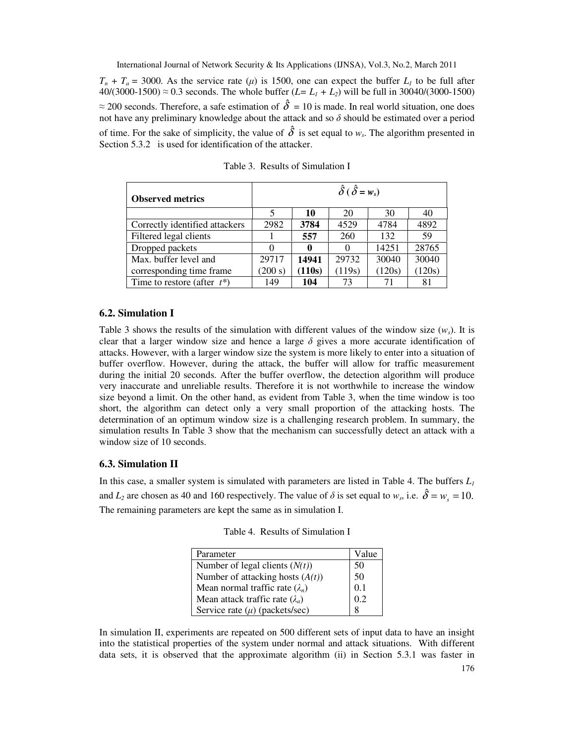$T_n + T_a = 3000$. As the service rate ($\mu$) is 1500, one can expect the buffer $L_1$ to be full after 40/(3000-1500) ≈ 0.3 seconds. The whole buffer ($L = L_1 + L_2$) will be full in 30040/(3000-1500) ≈ 200 seconds. Therefore, a safe estimation of $\hat{\delta} = 10$ is made. In real world situation, one does not have any preliminary knowledge about the attack and so $\delta$ should be estimated over a period of time. For the sake of simplicity, the value of $\hat{\delta}$ is set equal to $w_s$. The algorithm presented in Section 5.3.2 is used for identification of the attacker.

Table 3. Results of Simulation I

| **Observed metrics** | $\hat{\delta}$ ( $\hat{\delta} = w_s$) | | | | |
|---|---|---|---|---|---|
| | 5 | **10** | 20 | 30 | 40 |
| Correctly identified attackers | 2982 | **3784** | 4529 | 4784 | 4892 |
| Filtered legal clients | 1 | **557** | 260 | 132 | 59 |
| Dropped packets | 0 | **0** | 0 | 14251 | 28765 |
| Max. buffer level and corresponding time frame | 29717 (200 s) | **14941 (110s)** | 29732 (119s) | 30040 (120s) | 30040 (120s) |
| Time to restore (after $t$*) | 149 | **104** | 73 | 71 | 81 |

## 6.2. Simulation I

Table 3 shows the results of the simulation with different values of the window size ($w_s$). It is clear that a larger window size and hence a large $\delta$ gives a more accurate identification of attacks. However, with a larger window size the system is more likely to enter into a situation of buffer overflow. However, during the attack, the buffer will allow for traffic measurement during the initial 20 seconds. After the buffer overflow, the detection algorithm will produce very inaccurate and unreliable results. Therefore it is not worthwhile to increase the window size beyond a limit. On the other hand, as evident from Table 3, when the time window is too short, the algorithm can detect only a very small proportion of the attacking hosts. The determination of an optimum window size is a challenging research problem. In summary, the simulation results In Table 3 show that the mechanism can successfully detect an attack with a window size of 10 seconds.

## 6.3. Simulation II

In this case, a smaller system is simulated with parameters are listed in Table 4. The buffers $L_1$ and $L_2$ are chosen as 40 and 160 respectively. The value of $\delta$ is set equal to $w_s$, i.e. $\hat{\delta} = w_s = 10$. The remaining parameters are kept the same as in simulation I.

Table 4. Results of Simulation I

| Parameter | Value |
|---|---|
| Number of legal clients ($N(t)$) | 50 |
| Number of attacking hosts ($A(t)$) | 50 |
| Mean normal traffic rate ($\lambda_n$) | 0.1 |
| Mean attack traffic rate ($\lambda_a$) | 0.2 |
| Service rate ($\mu$) (packets/sec) | 8 |

In simulation II, experiments are repeated on 500 different sets of input data to have an insight into the statistical properties of the system under normal and attack situations. With different data sets, it is observed that the approximate algorithm (ii) in Section 5.3.1 was faster in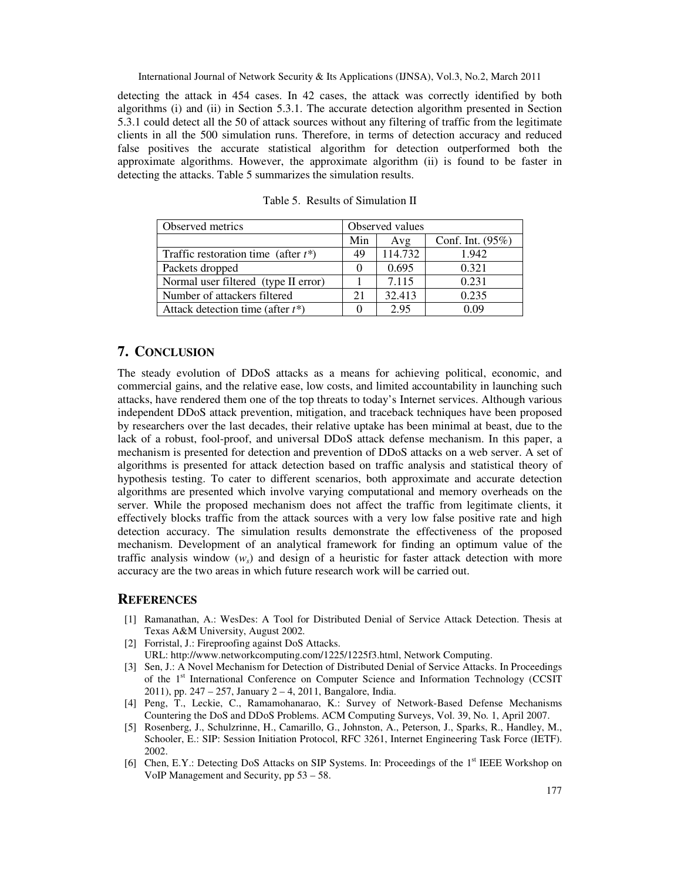detecting the attack in 454 cases. In 42 cases, the attack was correctly identified by both algorithms (i) and (ii) in Section 5.3.1. The accurate detection algorithm presented in Section 5.3.1 could detect all the 50 of attack sources without any filtering of traffic from the legitimate clients in all the 500 simulation runs. Therefore, in terms of detection accuracy and reduced false positives the accurate statistical algorithm for detection outperformed both the approximate algorithms. However, the approximate algorithm (ii) is found to be faster in detecting the attacks. Table 5 summarizes the simulation results.

Table 5. Results of Simulation II

| Observed metrics | Observed values | | |
|---|---|---|---|
| | Min | Avg | Conf. Int. (95%) |
| Traffic restoration time (after $t^*$) | 49 | 114.732 | 1.942 |
| Packets dropped | 0 | 0.695 | 0.321 |
| Normal user filtered (type II error) | 1 | 7.115 | 0.231 |
| Number of attackers filtered | 21 | 32.413 | 0.235 |
| Attack detection time (after $t^*$) | 0 | 2.95 | 0.09 |

## 7. CONCLUSION

The steady evolution of DDoS attacks as a means for achieving political, economic, and commercial gains, and the relative ease, low costs, and limited accountability in launching such attacks, have rendered them one of the top threats to today's Internet services. Although various independent DDoS attack prevention, mitigation, and traceback techniques have been proposed by researchers over the last decades, their relative uptake has been minimal at beast, due to the lack of a robust, fool-proof, and universal DDoS attack defense mechanism. In this paper, a mechanism is presented for detection and prevention of DDoS attacks on a web server. A set of algorithms is presented for attack detection based on traffic analysis and statistical theory of hypothesis testing. To cater to different scenarios, both approximate and accurate detection algorithms are presented which involve varying computational and memory overheads on the server. While the proposed mechanism does not affect the traffic from legitimate clients, it effectively blocks traffic from the attack sources with a very low false positive rate and high detection accuracy. The simulation results demonstrate the effectiveness of the proposed mechanism. Development of an analytical framework for finding an optimum value of the traffic analysis window ($w_s$) and design of a heuristic for faster attack detection with more accuracy are the two areas in which future research work will be carried out.

## REFERENCES

[1] Ramanathan, A.: WesDes: A Tool for Distributed Denial of Service Attack Detection. Thesis at Texas A&M University, August 2002.

[2] Forristal, J.: Fireproofing against DoS Attacks. URL: http://www.networkcomputing.com/1225/1225f3.html, Network Computing.

[3] Sen, J.: A Novel Mechanism for Detection of Distributed Denial of Service Attacks. In Proceedings of the 1st International Conference on Computer Science and Information Technology (CCSIT 2011), pp. 247 – 257, January 2 – 4, 2011, Bangalore, India.

[4] Peng, T., Leckie, C., Ramamohanarao, K.: Survey of Network-Based Defense Mechanisms Countering the DoS and DDoS Problems. ACM Computing Surveys, Vol. 39, No. 1, April 2007.

[5] Rosenberg, J., Schulzrinne, H., Camarillo, G., Johnston, A., Peterson, J., Sparks, R., Handley, M., Schooler, E.: SIP: Session Initiation Protocol, RFC 3261, Internet Engineering Task Force (IETF). 2002.

[6] Chen, E.Y.: Detecting DoS Attacks on SIP Systems. In: Proceedings of the 1st IEEE Workshop on VoIP Management and Security, pp 53 – 58.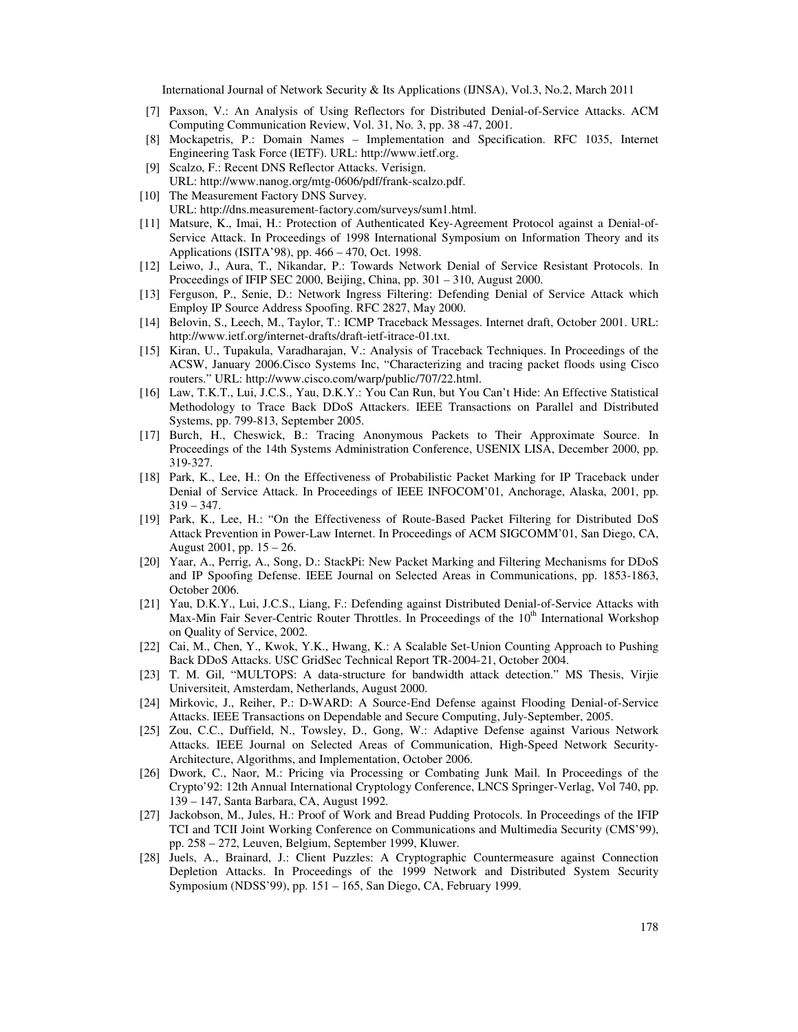[7] Paxson, V.: An Analysis of Using Reflectors for Distributed Denial-of-Service Attacks. ACM Computing Communication Review, Vol. 31, No. 3, pp. 38 -47, 2001.

[8] Mockapetris, P.: Domain Names – Implementation and Specification. RFC 1035, Internet Engineering Task Force (IETF). URL: http://www.ietf.org.

[9] Scalzo, F.: Recent DNS Reflector Attacks. Verisign. URL: http://www.nanog.org/mtg-0606/pdf/frank-scalzo.pdf.

[10] The Measurement Factory DNS Survey. URL: http://dns.measurement-factory.com/surveys/sum1.html.

[11] Matsure, K., Imai, H.: Protection of Authenticated Key-Agreement Protocol against a Denial-of-Service Attack. In Proceedings of 1998 International Symposium on Information Theory and its Applications (ISITA'98), pp. 466 – 470, Oct. 1998.

[12] Leiwo, J., Aura, T., Nikandar, P.: Towards Network Denial of Service Resistant Protocols. In Proceedings of IFIP SEC 2000, Beijing, China, pp. 301 – 310, August 2000.

[13] Ferguson, P., Senie, D.: Network Ingress Filtering: Defending Denial of Service Attack which Employ IP Source Address Spoofing. RFC 2827, May 2000.

[14] Belovin, S., Leech, M., Taylor, T.: ICMP Traceback Messages. Internet draft, October 2001. URL: http://www.ietf.org/internet-drafts/draft-ietf-itrace-01.txt.

[15] Kiran, U., Tupakula, Varadharajan, V.: Analysis of Traceback Techniques. In Proceedings of the ACSW, January 2006.Cisco Systems Inc, "Characterizing and tracing packet floods using Cisco routers." URL: http://www.cisco.com/warp/public/707/22.html.

[16] Law, T.K.T., Lui, J.C.S., Yau, D.K.Y.: You Can Run, but You Can't Hide: An Effective Statistical Methodology to Trace Back DDoS Attackers. IEEE Transactions on Parallel and Distributed Systems, pp. 799-813, September 2005.

[17] Burch, H., Cheswick, B.: Tracing Anonymous Packets to Their Approximate Source. In Proceedings of the 14th Systems Administration Conference, USENIX LISA, December 2000, pp. 319-327.

[18] Park, K., Lee, H.: On the Effectiveness of Probabilistic Packet Marking for IP Traceback under Denial of Service Attack. In Proceedings of IEEE INFOCOM'01, Anchorage, Alaska, 2001, pp. 319 – 347.

[19] Park, K., Lee, H.: "On the Effectiveness of Route-Based Packet Filtering for Distributed DoS Attack Prevention in Power-Law Internet. In Proceedings of ACM SIGCOMM'01, San Diego, CA, August 2001, pp. 15 – 26.

[20] Yaar, A., Perrig, A., Song, D.: StackPi: New Packet Marking and Filtering Mechanisms for DDoS and IP Spoofing Defense. IEEE Journal on Selected Areas in Communications, pp. 1853-1863, October 2006.

[21] Yau, D.K.Y., Lui, J.C.S., Liang, F.: Defending against Distributed Denial-of-Service Attacks with Max-Min Fair Sever-Centric Router Throttles. In Proceedings of the 10th International Workshop on Quality of Service, 2002.

[22] Cai, M., Chen, Y., Kwok, Y.K., Hwang, K.: A Scalable Set-Union Counting Approach to Pushing Back DDoS Attacks. USC GridSec Technical Report TR-2004-21, October 2004.

[23] T. M. Gil, "MULTOPS: A data-structure for bandwidth attack detection." MS Thesis, Virjie Universiteit, Amsterdam, Netherlands, August 2000.

[24] Mirkovic, J., Reiher, P.: D-WARD: A Source-End Defense against Flooding Denial-of-Service Attacks. IEEE Transactions on Dependable and Secure Computing, July-September, 2005.

[25] Zou, C.C., Duffield, N., Towsley, D., Gong, W.: Adaptive Defense against Various Network Attacks. IEEE Journal on Selected Areas of Communication, High-Speed Network Security-Architecture, Algorithms, and Implementation, October 2006.

[26] Dwork, C., Naor, M.: Pricing via Processing or Combating Junk Mail. In Proceedings of the Crypto'92: 12th Annual International Cryptology Conference, LNCS Springer-Verlag, Vol 740, pp. 139 – 147, Santa Barbara, CA, August 1992.

[27] Jackobson, M., Jules, H.: Proof of Work and Bread Pudding Protocols. In Proceedings of the IFIP TCI and TCII Joint Working Conference on Communications and Multimedia Security (CMS'99), pp. 258 – 272, Leuven, Belgium, September 1999, Kluwer.

[28] Juels, A., Brainard, J.: Client Puzzles: A Cryptographic Countermeasure against Connection Depletion Attacks. In Proceedings of the 1999 Network and Distributed System Security Symposium (NDSS'99), pp. 151 – 165, San Diego, CA, February 1999.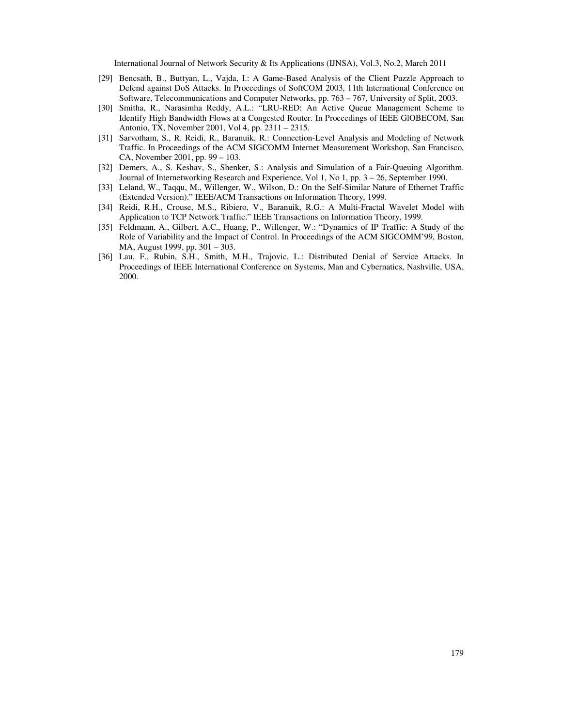[29] Bencsath, B., Buttyan, L., Vajda, I.: A Game-Based Analysis of the Client Puzzle Approach to Defend against DoS Attacks. In Proceedings of SoftCOM 2003, 11th International Conference on Software, Telecommunications and Computer Networks, pp. 763 – 767, University of Split, 2003.

[30] Smitha, R., Narasimha Reddy, A.L.: "LRU-RED: An Active Queue Management Scheme to Identify High Bandwidth Flows at a Congested Router. In Proceedings of IEEE GlOBECOM, San Antonio, TX, November 2001, Vol 4, pp. 2311 – 2315.

[31] Sarvotham, S., R. Reidi, R., Baranuik, R.: Connection-Level Analysis and Modeling of Network Traffic. In Proceedings of the ACM SIGCOMM Internet Measurement Workshop, San Francisco, CA, November 2001, pp. 99 – 103.

[32] Demers, A., S. Keshav, S., Shenker, S.: Analysis and Simulation of a Fair-Queuing Algorithm. Journal of Internetworking Research and Experience, Vol 1, No 1, pp. 3 – 26, September 1990.

[33] Leland, W., Taqqu, M., Willenger, W., Wilson, D.: On the Self-Similar Nature of Ethernet Traffic (Extended Version)." IEEE/ACM Transactions on Information Theory, 1999.

[34] Reidi, R.H., Crouse, M.S., Ribiero, V., Baranuik, R.G.: A Multi-Fractal Wavelet Model with Application to TCP Network Traffic." IEEE Transactions on Information Theory, 1999.

[35] Feldmann, A., Gilbert, A.C., Huang, P., Willenger, W.: "Dynamics of IP Traffic: A Study of the Role of Variability and the Impact of Control. In Proceedings of the ACM SIGCOMM'99, Boston, MA, August 1999, pp. 301 – 303.

[36] Lau, F., Rubin, S.H., Smith, M.H., Trajovic, L.: Distributed Denial of Service Attacks. In Proceedings of IEEE International Conference on Systems, Man and Cybernatics, Nashville, USA, 2000.